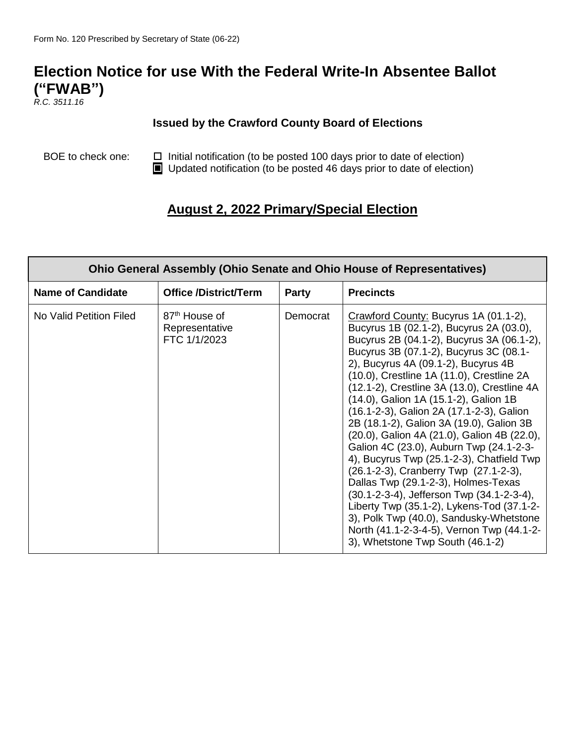Form No. 120 Prescribed by Secretary of State (06-22)

# Election Notice for use With the Federal Write-In Absentee Ballot ("FWAB")

*R.C. 3511.16*

**Issued by the Crawford County Board of Elections**

BOE to check one:
- ☐ Initial notification (to be posted 100 days prior to date of election)
- ☒ Updated notification (to be posted 46 days prior to date of election)

## August 2, 2022 Primary/Special Election

| Ohio General Assembly (Ohio Senate and Ohio House of Representatives) | | | |
|---|---|---|---|
| **Name of Candidate** | **Office /District/Term** | **Party** | **Precincts** |
| No Valid Petition Filed | 87th House of Representative FTC 1/1/2023 | Democrat | Crawford County: Bucyrus 1A (01.1-2), Bucyrus 1B (02.1-2), Bucyrus 2A (03.0), Bucyrus 2B (04.1-2), Bucyrus 3A (06.1-2), Bucyrus 3B (07.1-2), Bucyrus 3C (08.1-2), Bucyrus 4A (09.1-2), Bucyrus 4B (10.0), Crestline 1A (11.0), Crestline 2A (12.1-2), Crestline 3A (13.0), Crestline 4A (14.0), Galion 1A (15.1-2), Galion 1B (16.1-2-3), Galion 2A (17.1-2-3), Galion 2B (18.1-2), Galion 3A (19.0), Galion 3B (20.0), Galion 4A (21.0), Galion 4B (22.0), Galion 4C (23.0), Auburn Twp (24.1-2-3-4), Bucyrus Twp (25.1-2-3), Chatfield Twp (26.1-2-3), Cranberry Twp (27.1-2-3), Dallas Twp (29.1-2-3), Holmes-Texas (30.1-2-3-4), Jefferson Twp (34.1-2-3-4), Liberty Twp (35.1-2), Lykens-Tod (37.1-2-3), Polk Twp (40.0), Sandusky-Whetstone North (41.1-2-3-4-5), Vernon Twp (44.1-2-3), Whetstone Twp South (46.1-2) |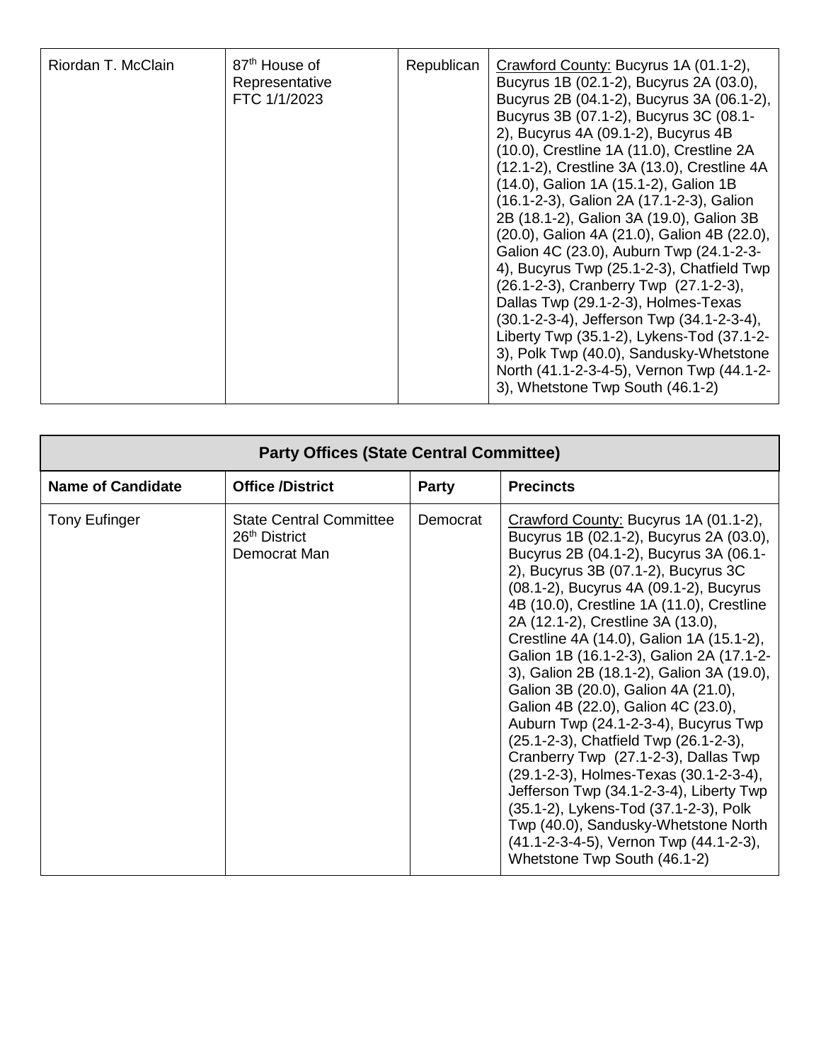| Riordan T. McClain | 87th House of Representative FTC 1/1/2023 | Republican | Crawford County: Bucyrus 1A (01.1-2), Bucyrus 1B (02.1-2), Bucyrus 2A (03.0), Bucyrus 2B (04.1-2), Bucyrus 3A (06.1-2), Bucyrus 3B (07.1-2), Bucyrus 3C (08.1-2), Bucyrus 4A (09.1-2), Bucyrus 4B (10.0), Crestline 1A (11.0), Crestline 2A (12.1-2), Crestline 3A (13.0), Crestline 4A (14.0), Galion 1A (15.1-2), Galion 1B (16.1-2-3), Galion 2A (17.1-2-3), Galion 2B (18.1-2), Galion 3A (19.0), Galion 3B (20.0), Galion 4A (21.0), Galion 4B (22.0), Galion 4C (23.0), Auburn Twp (24.1-2-3-4), Bucyrus Twp (25.1-2-3), Chatfield Twp (26.1-2-3), Cranberry Twp (27.1-2-3), Dallas Twp (29.1-2-3), Holmes-Texas (30.1-2-3-4), Jefferson Twp (34.1-2-3-4), Liberty Twp (35.1-2), Lykens-Tod (37.1-2-3), Polk Twp (40.0), Sandusky-Whetstone North (41.1-2-3-4-5), Vernon Twp (44.1-2-3), Whetstone Twp South (46.1-2) |
|---|---|---|---|

| Party Offices (State Central Committee) | | | |
|---|---|---|---|
| **Name of Candidate** | **Office /District** | **Party** | **Precincts** |
| Tony Eufinger | State Central Committee 26th District Democrat Man | Democrat | Crawford County: Bucyrus 1A (01.1-2), Bucyrus 1B (02.1-2), Bucyrus 2A (03.0), Bucyrus 2B (04.1-2), Bucyrus 3A (06.1-2), Bucyrus 3B (07.1-2), Bucyrus 3C (08.1-2), Bucyrus 4A (09.1-2), Bucyrus 4B (10.0), Crestline 1A (11.0), Crestline 2A (12.1-2), Crestline 3A (13.0), Crestline 4A (14.0), Galion 1A (15.1-2), Galion 1B (16.1-2-3), Galion 2A (17.1-2-3), Galion 2B (18.1-2), Galion 3A (19.0), Galion 3B (20.0), Galion 4A (21.0), Galion 4B (22.0), Galion 4C (23.0), Auburn Twp (24.1-2-3-4), Bucyrus Twp (25.1-2-3), Chatfield Twp (26.1-2-3), Cranberry Twp (27.1-2-3), Dallas Twp (29.1-2-3), Holmes-Texas (30.1-2-3-4), Jefferson Twp (34.1-2-3-4), Liberty Twp (35.1-2), Lykens-Tod (37.1-2-3), Polk Twp (40.0), Sandusky-Whetstone North (41.1-2-3-4-5), Vernon Twp (44.1-2-3), Whetstone Twp South (46.1-2) |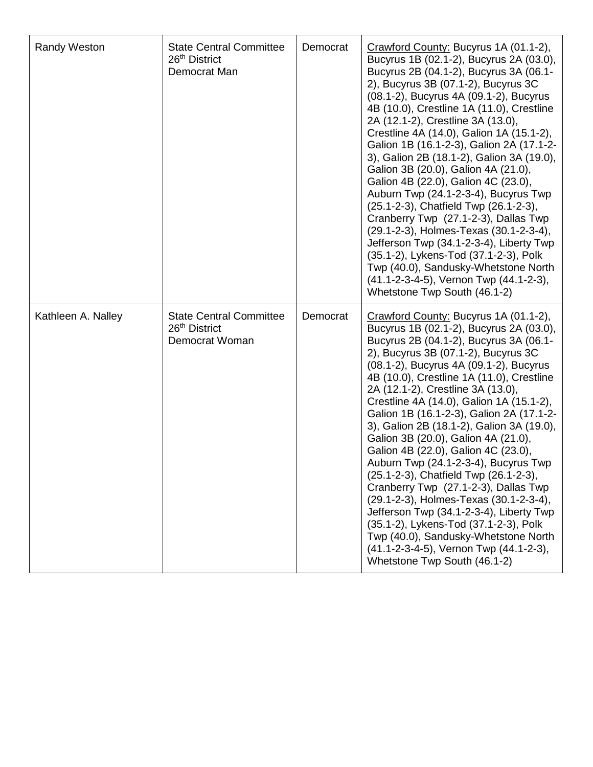| | | | |
|---|---|---|---|
| Randy Weston | State Central Committee 26th District Democrat Man | Democrat | Crawford County: Bucyrus 1A (01.1-2), Bucyrus 1B (02.1-2), Bucyrus 2A (03.0), Bucyrus 2B (04.1-2), Bucyrus 3A (06.1-2), Bucyrus 3B (07.1-2), Bucyrus 3C (08.1-2), Bucyrus 4A (09.1-2), Bucyrus 4B (10.0), Crestline 1A (11.0), Crestline 2A (12.1-2), Crestline 3A (13.0), Crestline 4A (14.0), Galion 1A (15.1-2), Galion 1B (16.1-2-3), Galion 2A (17.1-2-3), Galion 2B (18.1-2), Galion 3A (19.0), Galion 3B (20.0), Galion 4A (21.0), Galion 4B (22.0), Galion 4C (23.0), Auburn Twp (24.1-2-3-4), Bucyrus Twp (25.1-2-3), Chatfield Twp (26.1-2-3), Cranberry Twp (27.1-2-3), Dallas Twp (29.1-2-3), Holmes-Texas (30.1-2-3-4), Jefferson Twp (34.1-2-3-4), Liberty Twp (35.1-2), Lykens-Tod (37.1-2-3), Polk Twp (40.0), Sandusky-Whetstone North (41.1-2-3-4-5), Vernon Twp (44.1-2-3), Whetstone Twp South (46.1-2) |
| Kathleen A. Nalley | State Central Committee 26th District Democrat Woman | Democrat | Crawford County: Bucyrus 1A (01.1-2), Bucyrus 1B (02.1-2), Bucyrus 2A (03.0), Bucyrus 2B (04.1-2), Bucyrus 3A (06.1-2), Bucyrus 3B (07.1-2), Bucyrus 3C (08.1-2), Bucyrus 4A (09.1-2), Bucyrus 4B (10.0), Crestline 1A (11.0), Crestline 2A (12.1-2), Crestline 3A (13.0), Crestline 4A (14.0), Galion 1A (15.1-2), Galion 1B (16.1-2-3), Galion 2A (17.1-2-3), Galion 2B (18.1-2), Galion 3A (19.0), Galion 3B (20.0), Galion 4A (21.0), Galion 4B (22.0), Galion 4C (23.0), Auburn Twp (24.1-2-3-4), Bucyrus Twp (25.1-2-3), Chatfield Twp (26.1-2-3), Cranberry Twp (27.1-2-3), Dallas Twp (29.1-2-3), Holmes-Texas (30.1-2-3-4), Jefferson Twp (34.1-2-3-4), Liberty Twp (35.1-2), Lykens-Tod (37.1-2-3), Polk Twp (40.0), Sandusky-Whetstone North (41.1-2-3-4-5), Vernon Twp (44.1-2-3), Whetstone Twp South (46.1-2) |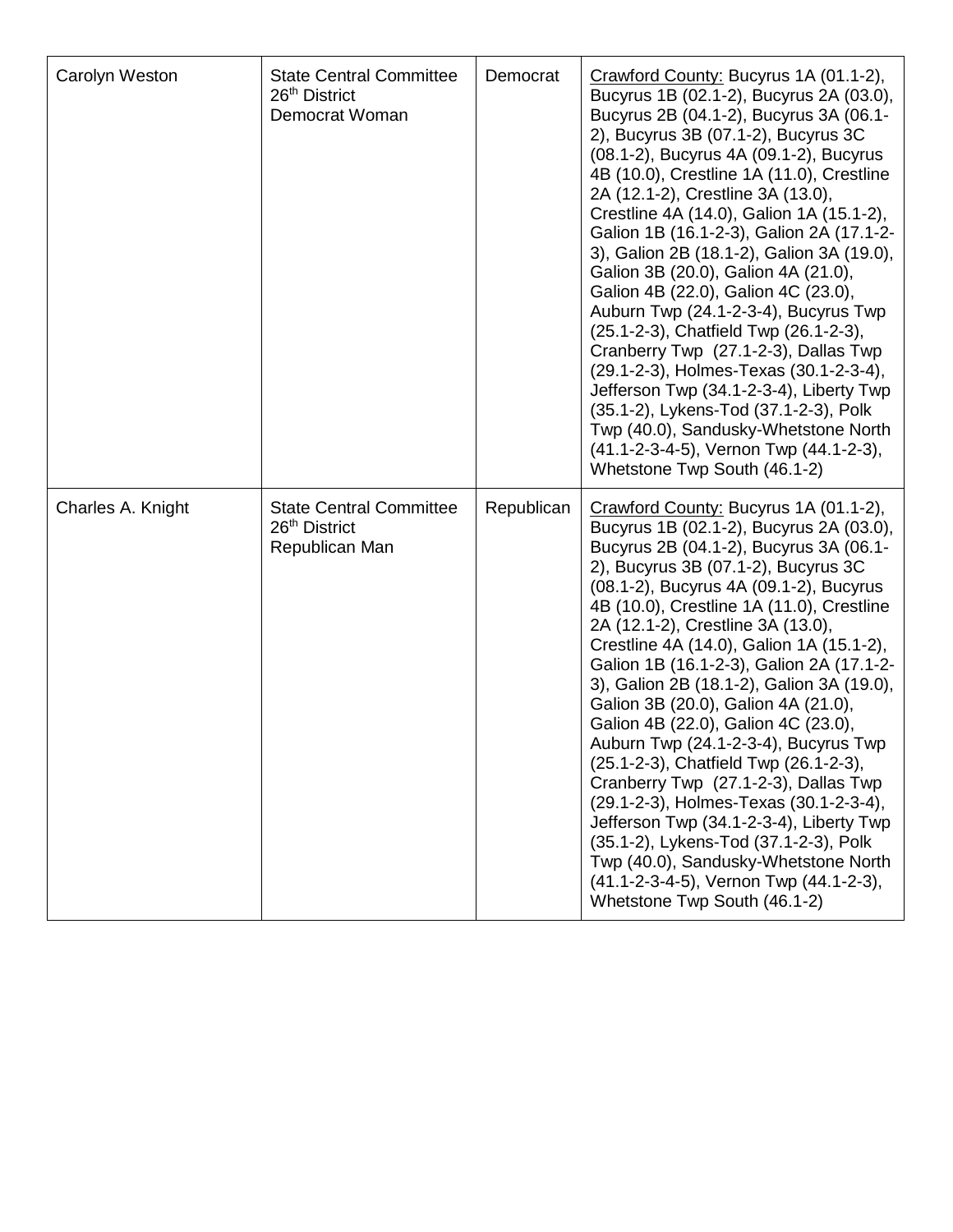| | | | |
|---|---|---|---|
| Carolyn Weston | State Central Committee 26th District Democrat Woman | Democrat | Crawford County: Bucyrus 1A (01.1-2), Bucyrus 1B (02.1-2), Bucyrus 2A (03.0), Bucyrus 2B (04.1-2), Bucyrus 3A (06.1-2), Bucyrus 3B (07.1-2), Bucyrus 3C (08.1-2), Bucyrus 4A (09.1-2), Bucyrus 4B (10.0), Crestline 1A (11.0), Crestline 2A (12.1-2), Crestline 3A (13.0), Crestline 4A (14.0), Galion 1A (15.1-2), Galion 1B (16.1-2-3), Galion 2A (17.1-2-3), Galion 2B (18.1-2), Galion 3A (19.0), Galion 3B (20.0), Galion 4A (21.0), Galion 4B (22.0), Galion 4C (23.0), Auburn Twp (24.1-2-3-4), Bucyrus Twp (25.1-2-3), Chatfield Twp (26.1-2-3), Cranberry Twp (27.1-2-3), Dallas Twp (29.1-2-3), Holmes-Texas (30.1-2-3-4), Jefferson Twp (34.1-2-3-4), Liberty Twp (35.1-2), Lykens-Tod (37.1-2-3), Polk Twp (40.0), Sandusky-Whetstone North (41.1-2-3-4-5), Vernon Twp (44.1-2-3), Whetstone Twp South (46.1-2) |
| Charles A. Knight | State Central Committee 26th District Republican Man | Republican | Crawford County: Bucyrus 1A (01.1-2), Bucyrus 1B (02.1-2), Bucyrus 2A (03.0), Bucyrus 2B (04.1-2), Bucyrus 3A (06.1-2), Bucyrus 3B (07.1-2), Bucyrus 3C (08.1-2), Bucyrus 4A (09.1-2), Bucyrus 4B (10.0), Crestline 1A (11.0), Crestline 2A (12.1-2), Crestline 3A (13.0), Crestline 4A (14.0), Galion 1A (15.1-2), Galion 1B (16.1-2-3), Galion 2A (17.1-2-3), Galion 2B (18.1-2), Galion 3A (19.0), Galion 3B (20.0), Galion 4A (21.0), Galion 4B (22.0), Galion 4C (23.0), Auburn Twp (24.1-2-3-4), Bucyrus Twp (25.1-2-3), Chatfield Twp (26.1-2-3), Cranberry Twp (27.1-2-3), Dallas Twp (29.1-2-3), Holmes-Texas (30.1-2-3-4), Jefferson Twp (34.1-2-3-4), Liberty Twp (35.1-2), Lykens-Tod (37.1-2-3), Polk Twp (40.0), Sandusky-Whetstone North (41.1-2-3-4-5), Vernon Twp (44.1-2-3), Whetstone Twp South (46.1-2) |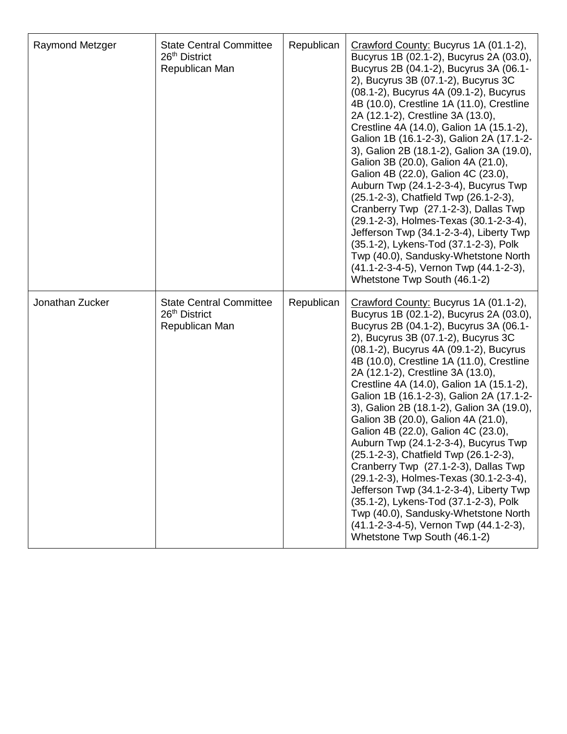| Raymond Metzger | State Central Committee 26th District Republican Man | Republican | Crawford County: Bucyrus 1A (01.1-2), Bucyrus 1B (02.1-2), Bucyrus 2A (03.0), Bucyrus 2B (04.1-2), Bucyrus 3A (06.1-2), Bucyrus 3B (07.1-2), Bucyrus 3C (08.1-2), Bucyrus 4A (09.1-2), Bucyrus 4B (10.0), Crestline 1A (11.0), Crestline 2A (12.1-2), Crestline 3A (13.0), Crestline 4A (14.0), Galion 1A (15.1-2), Galion 1B (16.1-2-3), Galion 2A (17.1-2-3), Galion 2B (18.1-2), Galion 3A (19.0), Galion 3B (20.0), Galion 4A (21.0), Galion 4B (22.0), Galion 4C (23.0), Auburn Twp (24.1-2-3-4), Bucyrus Twp (25.1-2-3), Chatfield Twp (26.1-2-3), Cranberry Twp (27.1-2-3), Dallas Twp (29.1-2-3), Holmes-Texas (30.1-2-3-4), Jefferson Twp (34.1-2-3-4), Liberty Twp (35.1-2), Lykens-Tod (37.1-2-3), Polk Twp (40.0), Sandusky-Whetstone North (41.1-2-3-4-5), Vernon Twp (44.1-2-3), Whetstone Twp South (46.1-2) |
|---|---|---|---|
| Jonathan Zucker | State Central Committee 26th District Republican Man | Republican | Crawford County: Bucyrus 1A (01.1-2), Bucyrus 1B (02.1-2), Bucyrus 2A (03.0), Bucyrus 2B (04.1-2), Bucyrus 3A (06.1-2), Bucyrus 3B (07.1-2), Bucyrus 3C (08.1-2), Bucyrus 4A (09.1-2), Bucyrus 4B (10.0), Crestline 1A (11.0), Crestline 2A (12.1-2), Crestline 3A (13.0), Crestline 4A (14.0), Galion 1A (15.1-2), Galion 1B (16.1-2-3), Galion 2A (17.1-2-3), Galion 2B (18.1-2), Galion 3A (19.0), Galion 3B (20.0), Galion 4A (21.0), Galion 4B (22.0), Galion 4C (23.0), Auburn Twp (24.1-2-3-4), Bucyrus Twp (25.1-2-3), Chatfield Twp (26.1-2-3), Cranberry Twp (27.1-2-3), Dallas Twp (29.1-2-3), Holmes-Texas (30.1-2-3-4), Jefferson Twp (34.1-2-3-4), Liberty Twp (35.1-2), Lykens-Tod (37.1-2-3), Polk Twp (40.0), Sandusky-Whetstone North (41.1-2-3-4-5), Vernon Twp (44.1-2-3), Whetstone Twp South (46.1-2) |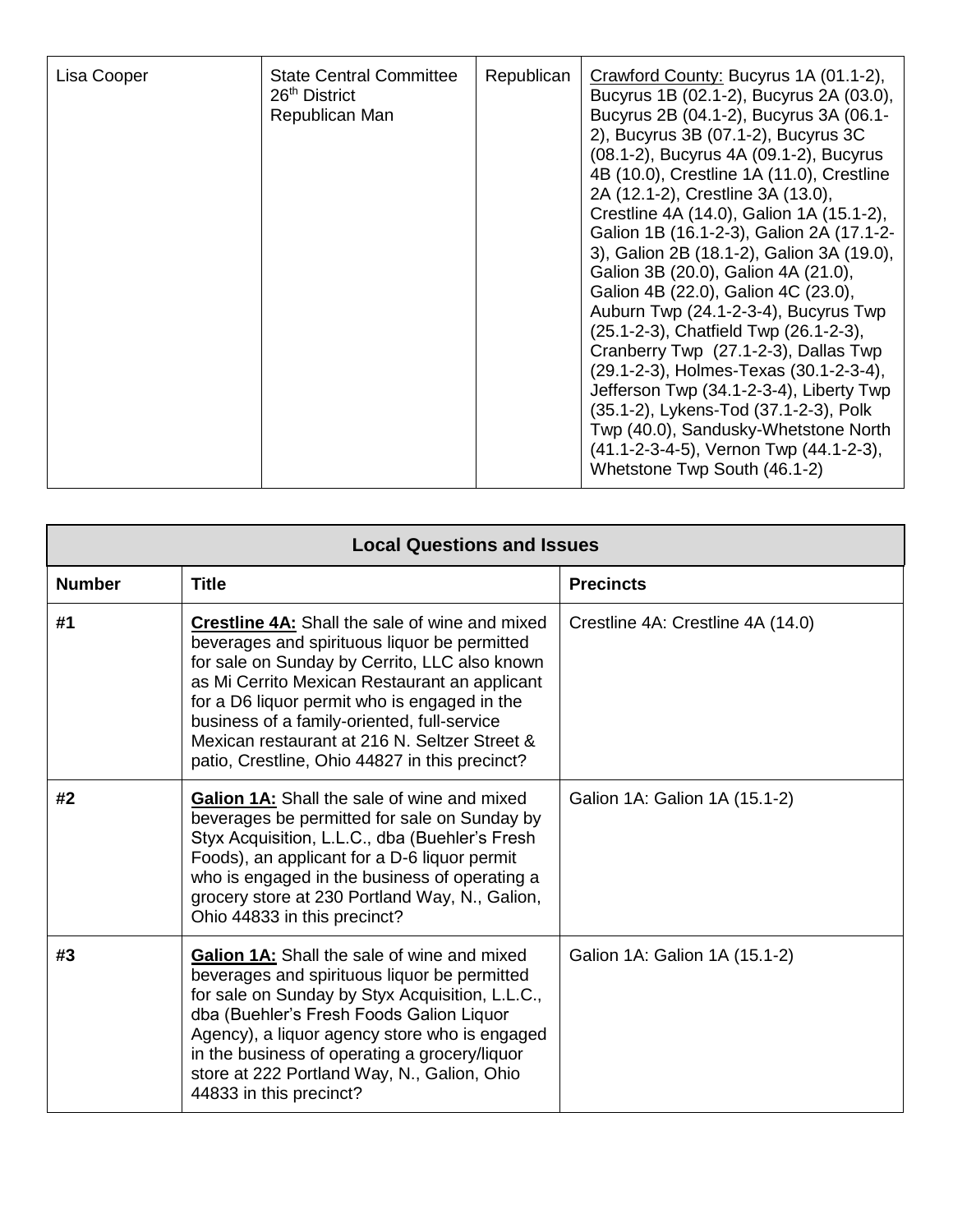| | | | |
|---|---|---|---|
| Lisa Cooper | State Central Committee 26th District Republican Man | Republican | Crawford County: Bucyrus 1A (01.1-2), Bucyrus 1B (02.1-2), Bucyrus 2A (03.0), Bucyrus 2B (04.1-2), Bucyrus 3A (06.1-2), Bucyrus 3B (07.1-2), Bucyrus 3C (08.1-2), Bucyrus 4A (09.1-2), Bucyrus 4B (10.0), Crestline 1A (11.0), Crestline 2A (12.1-2), Crestline 3A (13.0), Crestline 4A (14.0), Galion 1A (15.1-2), Galion 1B (16.1-2-3), Galion 2A (17.1-2-3), Galion 2B (18.1-2), Galion 3A (19.0), Galion 3B (20.0), Galion 4A (21.0), Galion 4B (22.0), Galion 4C (23.0), Auburn Twp (24.1-2-3-4), Bucyrus Twp (25.1-2-3), Chatfield Twp (26.1-2-3), Cranberry Twp (27.1-2-3), Dallas Twp (29.1-2-3), Holmes-Texas (30.1-2-3-4), Jefferson Twp (34.1-2-3-4), Liberty Twp (35.1-2), Lykens-Tod (37.1-2-3), Polk Twp (40.0), Sandusky-Whetstone North (41.1-2-3-4-5), Vernon Twp (44.1-2-3), Whetstone Twp South (46.1-2) |

## Local Questions and Issues

| Number | Title | Precincts |
|---|---|---|
| #1 | **Crestline 4A:** Shall the sale of wine and mixed beverages and spirituous liquor be permitted for sale on Sunday by Cerrito, LLC also known as Mi Cerrito Mexican Restaurant an applicant for a D6 liquor permit who is engaged in the business of a family-oriented, full-service Mexican restaurant at 216 N. Seltzer Street & patio, Crestline, Ohio 44827 in this precinct? | Crestline 4A: Crestline 4A (14.0) |
| #2 | **Galion 1A:** Shall the sale of wine and mixed beverages be permitted for sale on Sunday by Styx Acquisition, L.L.C., dba (Buehler's Fresh Foods), an applicant for a D-6 liquor permit who is engaged in the business of operating a grocery store at 230 Portland Way, N., Galion, Ohio 44833 in this precinct? | Galion 1A: Galion 1A (15.1-2) |
| #3 | **Galion 1A:** Shall the sale of wine and mixed beverages and spirituous liquor be permitted for sale on Sunday by Styx Acquisition, L.L.C., dba (Buehler's Fresh Foods Galion Liquor Agency), a liquor agency store who is engaged in the business of operating a grocery/liquor store at 222 Portland Way, N., Galion, Ohio 44833 in this precinct? | Galion 1A: Galion 1A (15.1-2) |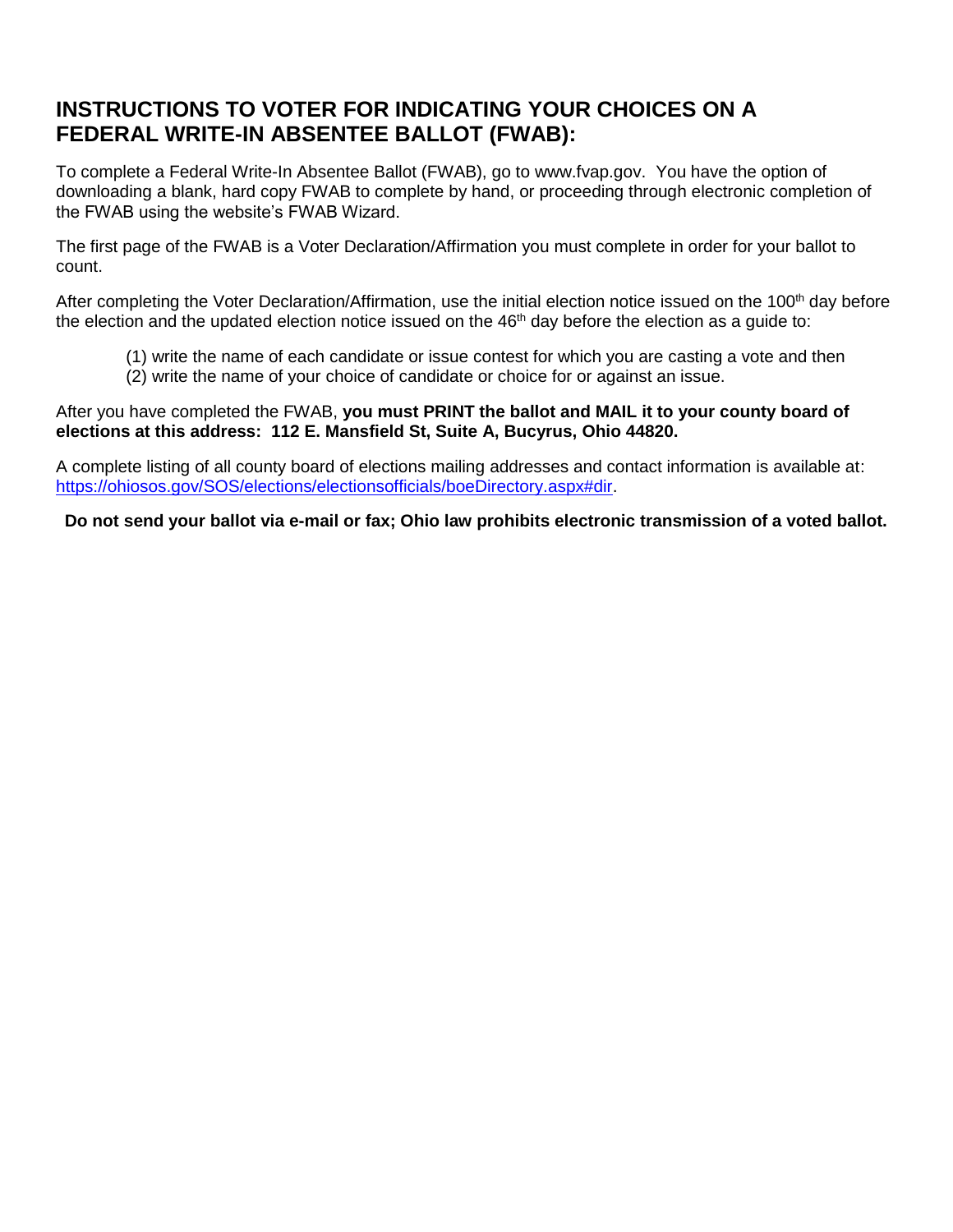## INSTRUCTIONS TO VOTER FOR INDICATING YOUR CHOICES ON A FEDERAL WRITE-IN ABSENTEE BALLOT (FWAB):

To complete a Federal Write-In Absentee Ballot (FWAB), go to www.fvap.gov. You have the option of downloading a blank, hard copy FWAB to complete by hand, or proceeding through electronic completion of the FWAB using the website's FWAB Wizard.

The first page of the FWAB is a Voter Declaration/Affirmation you must complete in order for your ballot to count.

After completing the Voter Declaration/Affirmation, use the initial election notice issued on the 100th day before the election and the updated election notice issued on the 46th day before the election as a guide to:

(1) write the name of each candidate or issue contest for which you are casting a vote and then
(2) write the name of your choice of candidate or choice for or against an issue.

After you have completed the FWAB, **you must PRINT the ballot and MAIL it to your county board of elections at this address: 112 E. Mansfield St, Suite A, Bucyrus, Ohio 44820.**

A complete listing of all county board of elections mailing addresses and contact information is available at: https://ohiosos.gov/SOS/elections/electionsofficials/boeDirectory.aspx#dir.

**Do not send your ballot via e-mail or fax; Ohio law prohibits electronic transmission of a voted ballot.**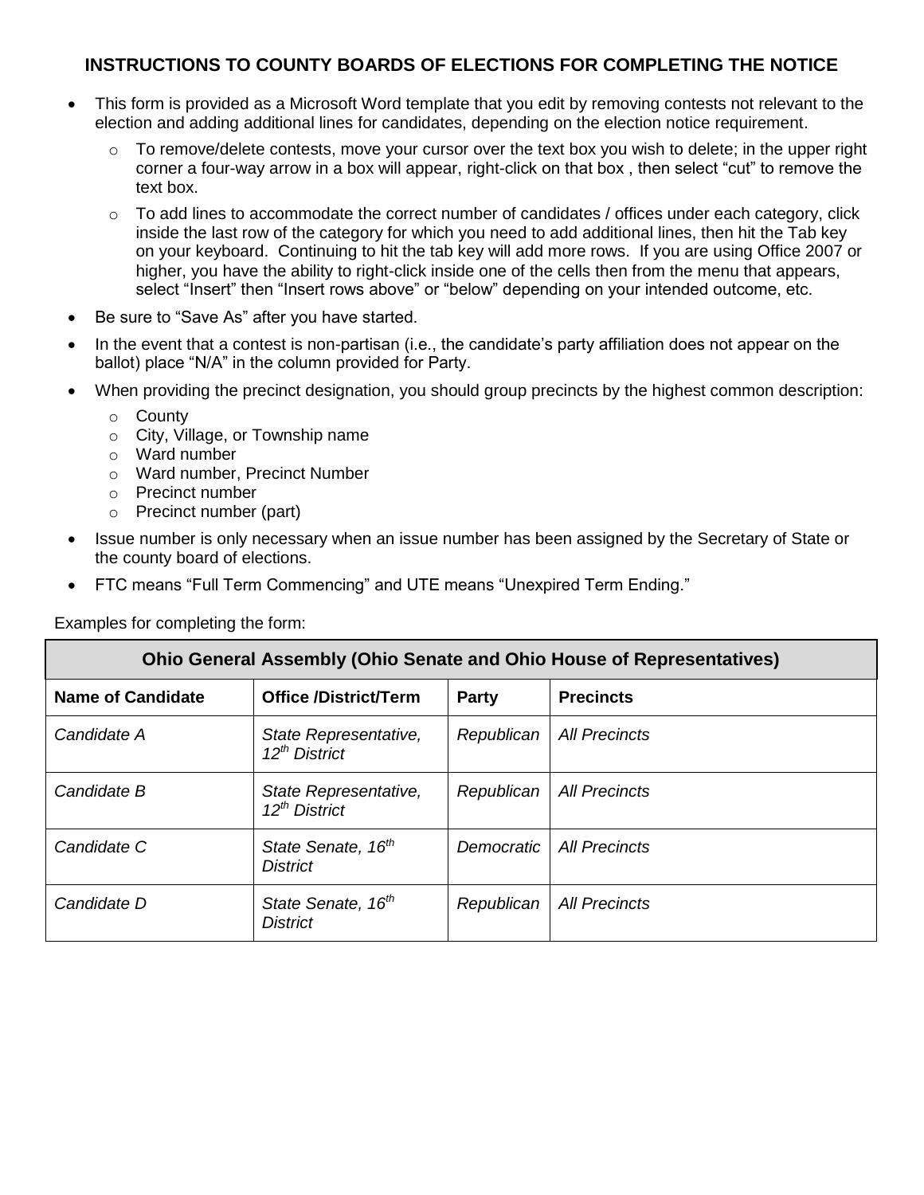## INSTRUCTIONS TO COUNTY BOARDS OF ELECTIONS FOR COMPLETING THE NOTICE

- This form is provided as a Microsoft Word template that you edit by removing contests not relevant to the election and adding additional lines for candidates, depending on the election notice requirement.
  - To remove/delete contests, move your cursor over the text box you wish to delete; in the upper right corner a four-way arrow in a box will appear, right-click on that box , then select "cut" to remove the text box.
  - To add lines to accommodate the correct number of candidates / offices under each category, click inside the last row of the category for which you need to add additional lines, then hit the Tab key on your keyboard. Continuing to hit the tab key will add more rows. If you are using Office 2007 or higher, you have the ability to right-click inside one of the cells then from the menu that appears, select "Insert" then "Insert rows above" or "below" depending on your intended outcome, etc.
- Be sure to "Save As" after you have started.
- In the event that a contest is non-partisan (i.e., the candidate's party affiliation does not appear on the ballot) place "N/A" in the column provided for Party.
- When providing the precinct designation, you should group precincts by the highest common description:
  - County
  - City, Village, or Township name
  - Ward number
  - Ward number, Precinct Number
  - Precinct number
  - Precinct number (part)
- Issue number is only necessary when an issue number has been assigned by the Secretary of State or the county board of elections.
- FTC means "Full Term Commencing" and UTE means "Unexpired Term Ending."

Examples for completing the form:

| Ohio General Assembly (Ohio Senate and Ohio House of Representatives) | | | |
|---|---|---|---|
| **Name of Candidate** | **Office /District/Term** | **Party** | **Precincts** |
| *Candidate A* | *State Representative, 12th District* | *Republican* | *All Precincts* |
| *Candidate B* | *State Representative, 12th District* | *Republican* | *All Precincts* |
| *Candidate C* | *State Senate, 16th District* | *Democratic* | *All Precincts* |
| *Candidate D* | *State Senate, 16th District* | *Republican* | *All Precincts* |